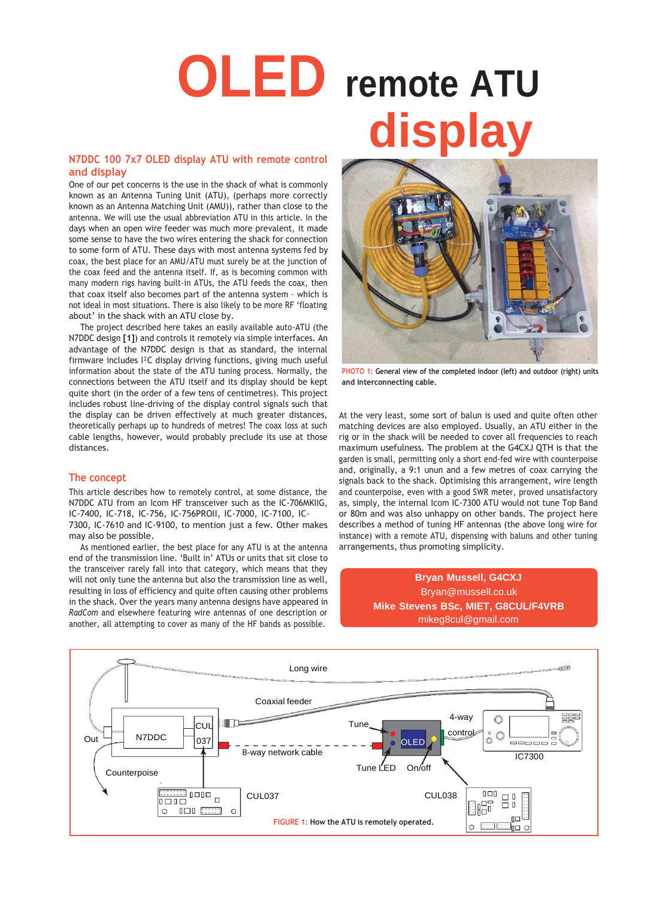# OLED remote ATU display

## N7DDC 100 7x7 OLED display ATU with remote control and display

One of our pet concerns is the use in the shack of what is commonly known as an Antenna Tuning Unit (ATU), (perhaps more correctly known as an Antenna Matching Unit (AMU)), rather than close to the antenna. We will use the usual abbreviation ATU in this article. In the days when an open wire feeder was much more prevalent, it made some sense to have the two wires entering the shack for connection to some form of ATU. These days with most antenna systems fed by coax, the best place for an AMU/ATU must surely be at the junction of the coax feed and the antenna itself. If, as is becoming common with many modern rigs having built-in ATUs, the ATU feeds the coax, then that coax itself also becomes part of the antenna system – which is not ideal in most situations. There is also likely to be more RF 'floating about' in the shack with an ATU close by.

The project described here takes an easily available auto-ATU (the N7DDC design **[1]**) and controls it remotely via simple interfaces. An advantage of the N7DDC design is that as standard, the internal firmware includes I²C display driving functions, giving much useful information about the state of the ATU tuning process. Normally, the connections between the ATU itself and its display should be kept quite short (in the order of a few tens of centimetres). This project includes robust line-driving of the display control signals such that the display can be driven effectively at much greater distances, theoretically perhaps up to hundreds of metres! The coax loss at such cable lengths, however, would probably preclude its use at those distances.

## The concept

This article describes how to remotely control, at some distance, the N7DDC ATU from an Icom HF transceiver such as the IC-706MKIIG, IC-7400, IC-718, IC-756, IC-756PROII, IC-7000, IC-7100, IC-7300, IC-7610 and IC-9100, to mention just a few. Other makes may also be possible.

As mentioned earlier, the best place for any ATU is at the antenna end of the transmission line. 'Built in' ATUs or units that sit close to the transceiver rarely fall into that category, which means that they will not only tune the antenna but also the transmission line as well, resulting in loss of efficiency and quite often causing other problems in the shack. Over the years many antenna designs have appeared in *RadCom* and elsewhere featuring wire antennas of one description or another, all attempting to cover as many of the HF bands as possible.

PHOTO 1: General view of the completed indoor (left) and outdoor (right) units and interconnecting cable.

At the very least, some sort of balun is used and quite often other matching devices are also employed. Usually, an ATU either in the rig or in the shack will be needed to cover all frequencies to reach maximum usefulness. The problem at the G4CXJ QTH is that the garden is small, permitting only a short end-fed wire with counterpoise and, originally, a 9:1 unun and a few metres of coax carrying the signals back to the shack. Optimising this arrangement, wire length and counterpoise, even with a good SWR meter, proved unsatisfactory as, simply, the internal Icom IC-7300 ATU would not tune Top Band or 80m and was also unhappy on other bands. The project here describes a method of tuning HF antennas (the above long wire for instance) with a remote ATU, dispensing with baluns and other tuning arrangements, thus promoting simplicity.

**Bryan Mussell, G4CXJ**
Bryan@mussell.co.uk
**Mike Stevens BSc, MIET, G8CUL/F4VRB**
mikeg8cul@gmail.com

FIGURE 1: How the ATU is remotely operated.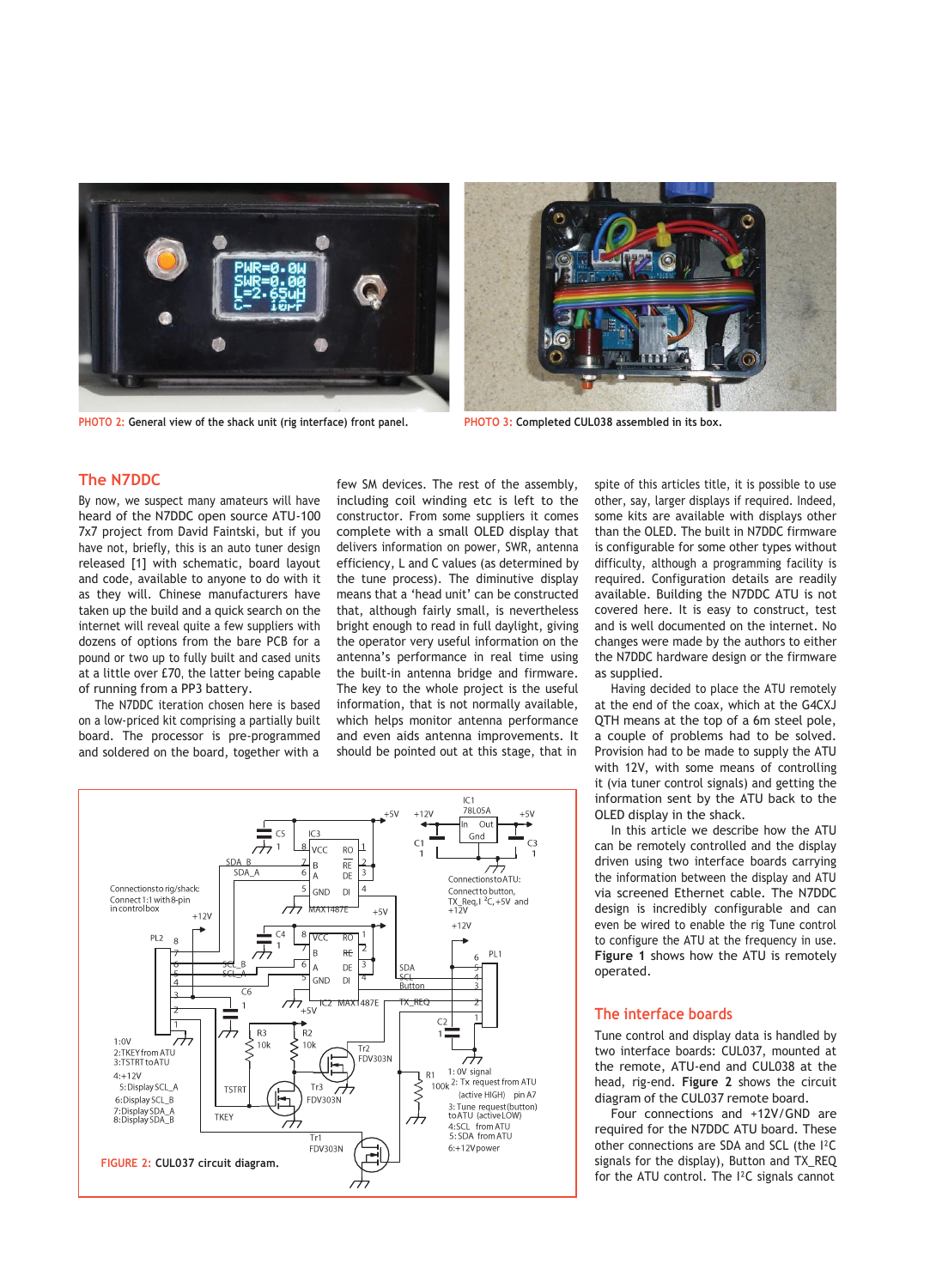PHOTO 2: General view of the shack unit (rig interface) front panel.

PHOTO 3: Completed CUL038 assembled in its box.

## The N7DDC

By now, we suspect many amateurs will have heard of the N7DDC open source ATU-100 7x7 project from David Faintski, but if you have not, briefly, this is an auto tuner design released [1] with schematic, board layout and code, available to anyone to do with it as they will. Chinese manufacturers have taken up the build and a quick search on the internet will reveal quite a few suppliers with dozens of options from the bare PCB for a pound or two up to fully built and cased units at a little over £70, the latter being capable of running from a PP3 battery.

The N7DDC iteration chosen here is based on a low-priced kit comprising a partially built board. The processor is pre-programmed and soldered on the board, together with a few SM devices. The rest of the assembly, including coil winding etc is left to the constructor. From some suppliers it comes complete with a small OLED display that delivers information on power, SWR, antenna efficiency, L and C values (as determined by the tune process). The diminutive display means that a 'head unit' can be constructed that, although fairly small, is nevertheless bright enough to read in full daylight, giving the operator very useful information on the antenna's performance in real time using the built-in antenna bridge and firmware. The key to the whole project is the useful information, that is not normally available, which helps monitor antenna performance and even aids antenna improvements. It should be pointed out at this stage, that in spite of this articles title, it is possible to use other, say, larger displays if required. Indeed, some kits are available with displays other than the OLED. The built in N7DDC firmware is configurable for some other types without difficulty, although a programming facility is required. Configuration details are readily available. Building the N7DDC ATU is not covered here. It is easy to construct, test and is well documented on the internet. No changes were made by the authors to either the N7DDC hardware design or the firmware as supplied.

Having decided to place the ATU remotely at the end of the coax, which at the G4CXJ QTH means at the top of a 6m steel pole, a couple of problems had to be solved. Provision had to be made to supply the ATU with 12V, with some means of controlling it (via tuner control signals) and getting the information sent by the ATU back to the OLED display in the shack.

In this article we describe how the ATU can be remotely controlled and the display driven using two interface boards carrying the information between the display and ATU via screened Ethernet cable. The N7DDC design is incredibly configurable and can even be wired to enable the rig Tune control to configure the ATU at the frequency in use. **Figure 1** shows how the ATU is remotely operated.

FIGURE 2: CUL037 circuit diagram.

## The interface boards

Tune control and display data is handled by two interface boards: CUL037, mounted at the remote, ATU-end and CUL038 at the head, rig-end. **Figure 2** shows the circuit diagram of the CUL037 remote board.

Four connections and +12V/GND are required for the N7DDC ATU board. These other connections are SDA and SCL (the I²C signals for the display), Button and TX_REQ for the ATU control. The I²C signals cannot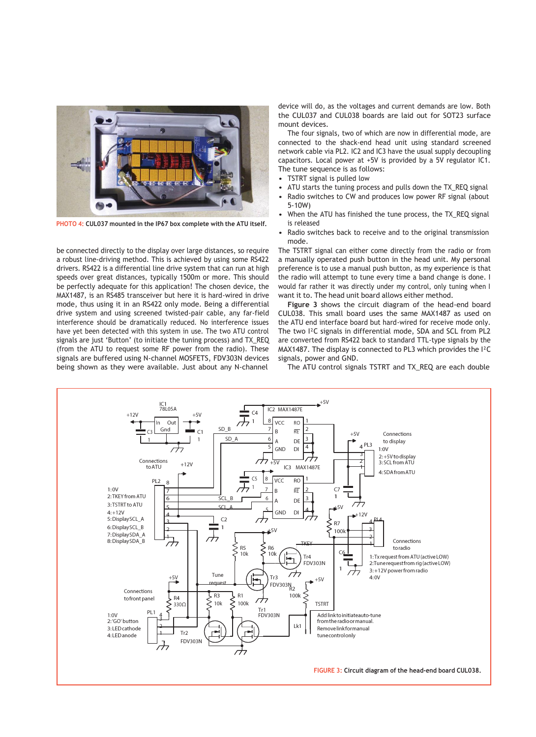PHOTO 4: **CUL037 mounted in the IP67 box complete with the ATU itself.**

be connected directly to the display over large distances, so require a robust line-driving method. This is achieved by using some RS422 drivers. RS422 is a differential line drive system that can run at high speeds over great distances, typically 1500m or more. This should be perfectly adequate for this application! The chosen device, the MAX1487, is an RS485 transceiver but here it is hard-wired in drive mode, thus using it in an RS422 only mode. Being a differential drive system and using screened twisted-pair cable, any far-field interference should be dramatically reduced. No interference issues have yet been detected with this system in use. The two ATU control signals are just 'Button' (to initiate the tuning process) and TX_REQ (from the ATU to request some RF power from the radio). These signals are buffered using N-channel MOSFETS, FDV303N devices being shown as they were available. Just about any N-channel device will do, as the voltages and current demands are low. Both the CUL037 and CUL038 boards are laid out for SOT23 surface mount devices.

The four signals, two of which are now in differential mode, are connected to the shack-end head unit using standard screened network cable via PL2. IC2 and IC3 have the usual supply decoupling capacitors. Local power at +5V is provided by a 5V regulator IC1. The tune sequence is as follows:

- TSTRT signal is pulled low
- ATU starts the tuning process and pulls down the TX_REQ signal
- Radio switches to CW and produces low power RF signal (about 5-10W)
- When the ATU has finished the tune process, the TX_REQ signal is released
- Radio switches back to receive and to the original transmission mode.

The TSTRT signal can either come directly from the radio or from a manually operated push button in the head unit. My personal preference is to use a manual push button, as my experience is that the radio will attempt to tune every time a band change is done. I would far rather it was directly under my control, only tuning when I want it to. The head unit board allows either method.

**Figure 3** shows the circuit diagram of the head-end board CUL038. This small board uses the same MAX1487 as used on the ATU end interface board but hard-wired for receive mode only. The two I²C signals in differential mode, SDA and SCL from PL2 are converted from RS422 back to standard TTL-type signals by the MAX1487. The display is connected to PL3 which provides the I²C signals, power and GND.

The ATU control signals TSTRT and TX_REQ are each double

FIGURE 3: **Circuit diagram of the head-end board CUL038.**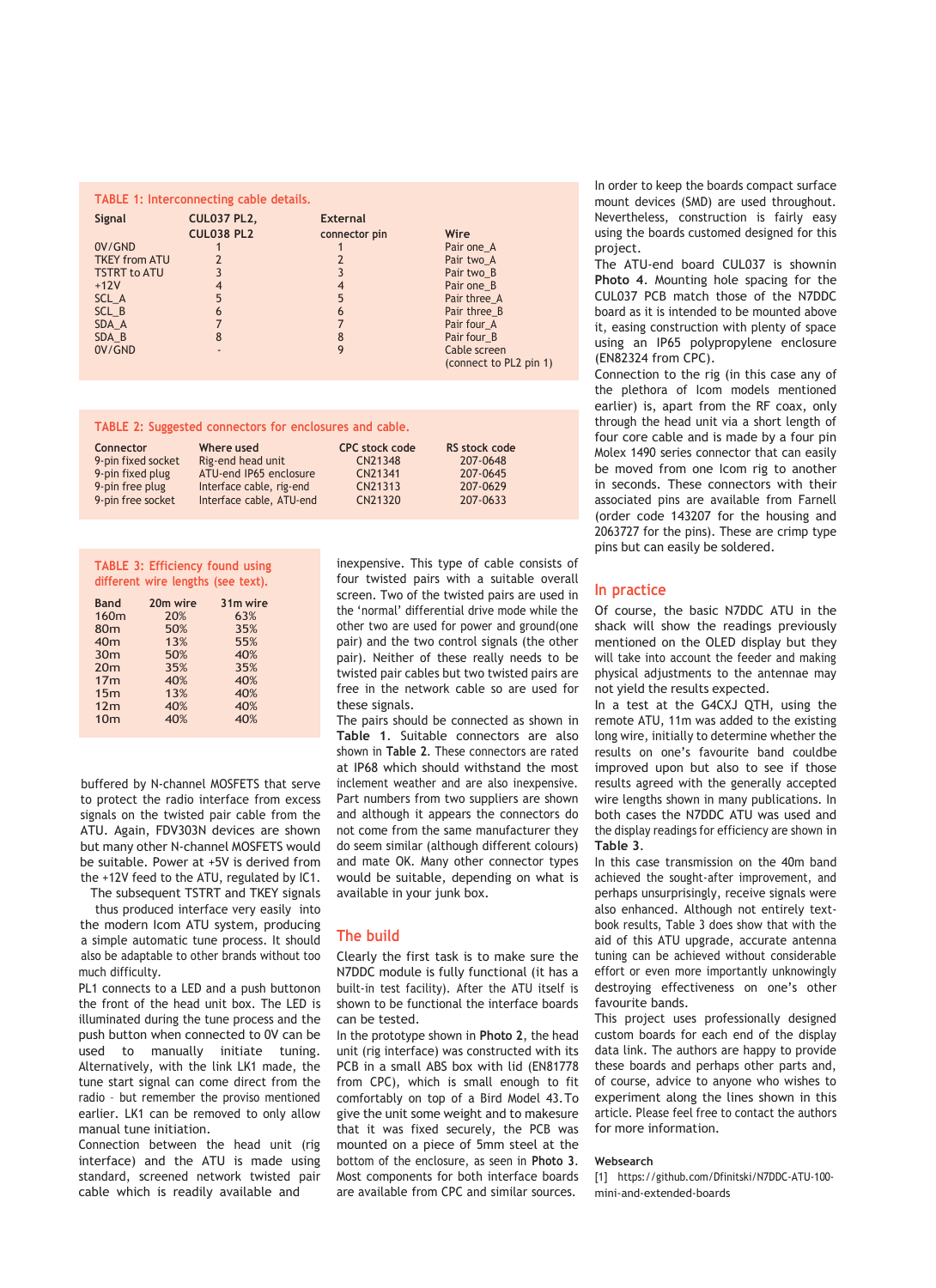**TABLE 1: Interconnecting cable details.**

| Signal | CUL037 PL2, CUL038 PL2 | External connector pin | Wire |
|---|---|---|---|
| 0V/GND | 1 | 1 | Pair one_A |
| TKEY from ATU | 2 | 2 | Pair two_A |
| TSTRT to ATU | 3 | 3 | Pair two_B |
| +12V | 4 | 4 | Pair one_B |
| SCL_A | 5 | 5 | Pair three_A |
| SCL_B | 6 | 6 | Pair three_B |
| SDA_A | 7 | 7 | Pair four_A |
| SDA_B | 8 | 8 | Pair four_B |
| 0V/GND | - | 9 | Cable screen (connect to PL2 pin 1) |

**TABLE 2: Suggested connectors for enclosures and cable.**

| Connector | Where used | CPC stock code | RS stock code |
|---|---|---|---|
| 9-pin fixed socket | Rig-end head unit | CN21348 | 207-0648 |
| 9-pin fixed plug | ATU-end IP65 enclosure | CN21341 | 207-0645 |
| 9-pin free plug | Interface cable, rig-end | CN21313 | 207-0629 |
| 9-pin free socket | Interface cable, ATU-end | CN21320 | 207-0633 |

**TABLE 3: Efficiency found using different wire lengths (see text).**

| Band | 20m wire | 31m wire |
|---|---|---|
| 160m | 20% | 63% |
| 80m | 50% | 35% |
| 40m | 13% | 55% |
| 30m | 50% | 40% |
| 20m | 35% | 35% |
| 17m | 40% | 40% |
| 15m | 13% | 40% |
| 12m | 40% | 40% |
| 10m | 40% | 40% |

buffered by N-channel MOSFETS that serve to protect the radio interface from excess signals on the twisted pair cable from the ATU. Again, FDV303N devices are shown but many other N-channel MOSFETS would be suitable. Power at +5V is derived from the +12V feed to the ATU, regulated by IC1. The subsequent TSTRT and TKEY signals thus produced interface very easily into the modern Icom ATU system, producing a simple automatic tune process. It should also be adaptable to other brands without too much difficulty.

PL1 connects to a LED and a push buttonon the front of the head unit box. The LED is illuminated during the tune process and the push button when connected to 0V can be used to manually initiate tuning. Alternatively, with the link LK1 made, the tune start signal can come direct from the radio – but remember the proviso mentioned earlier. LK1 can be removed to only allow manual tune initiation.

Connection between the head unit (rig interface) and the ATU is made using standard, screened network twisted pair cable which is readily available and inexpensive. This type of cable consists of four twisted pairs with a suitable overall screen. Two of the twisted pairs are used in the 'normal' differential drive mode while the other two are used for power and ground(one pair) and the two control signals (the other pair). Neither of these really needs to be twisted pair cables but two twisted pairs are free in the network cable so are used for these signals.

The pairs should be connected as shown in **Table 1**. Suitable connectors are also shown in **Table 2**. These connectors are rated at IP68 which should withstand the most inclement weather and are also inexpensive. Part numbers from two suppliers are shown and although it appears the connectors do not come from the same manufacturer they do seem similar (although different colours) and mate OK. Many other connector types would be suitable, depending on what is available in your junk box.

## The build

Clearly the first task is to make sure the N7DDC module is fully functional (it has a built-in test facility). After the ATU itself is shown to be functional the interface boards can be tested.

In the prototype shown in **Photo 2**, the head unit (rig interface) was constructed with its PCB in a small ABS box with lid (EN81778 from CPC), which is small enough to fit comfortably on top of a Bird Model 43. To give the unit some weight and to makesure that it was fixed securely, the PCB was mounted on a piece of 5mm steel at the bottom of the enclosure, as seen in **Photo 3**. Most components for both interface boards are available from CPC and similar sources.

In order to keep the boards compact surface mount devices (SMD) are used throughout. Nevertheless, construction is fairly easy using the boards customed designed for this project.

The ATU-end board CUL037 is shownin **Photo 4**. Mounting hole spacing for the CUL037 PCB match those of the N7DDC board as it is intended to be mounted above it, easing construction with plenty of space using an IP65 polypropylene enclosure (EN82324 from CPC).

Connection to the rig (in this case any of the plethora of Icom models mentioned earlier) is, apart from the RF coax, only through the head unit via a short length of four core cable and is made by a four pin Molex 1490 series connector that can easily be moved from one Icom rig to another in seconds. These connectors with their associated pins are available from Farnell (order code 143207 for the housing and 2063727 for the pins). These are crimp type pins but can easily be soldered.

## In practice

Of course, the basic N7DDC ATU in the shack will show the readings previously mentioned on the OLED display but they will take into account the feeder and making physical adjustments to the antennae may not yield the results expected.

In a test at the G4CXJ QTH, using the remote ATU, 11m was added to the existing long wire, initially to determine whether the results on one's favourite band couldbe improved upon but also to see if those results agreed with the generally accepted wire lengths shown in many publications. In both cases the N7DDC ATU was used and the display readings for efficiency are shown in **Table 3**.

In this case transmission on the 40m band achieved the sought-after improvement, and perhaps unsurprisingly, receive signals were also enhanced. Although not entirely text-book results, Table 3 does show that with the aid of this ATU upgrade, accurate antenna tuning can be achieved without considerable effort or even more importantly unknowingly destroying effectiveness on one's other favourite bands.

This project uses professionally designed custom boards for each end of the display data link. The authors are happy to provide these boards and perhaps other parts and, of course, advice to anyone who wishes to experiment along the lines shown in this article. Please feel free to contact the authors for more information.

**Websearch**

[1] https://github.com/Dfinitski/N7DDC-ATU-100-mini-and-extended-boards